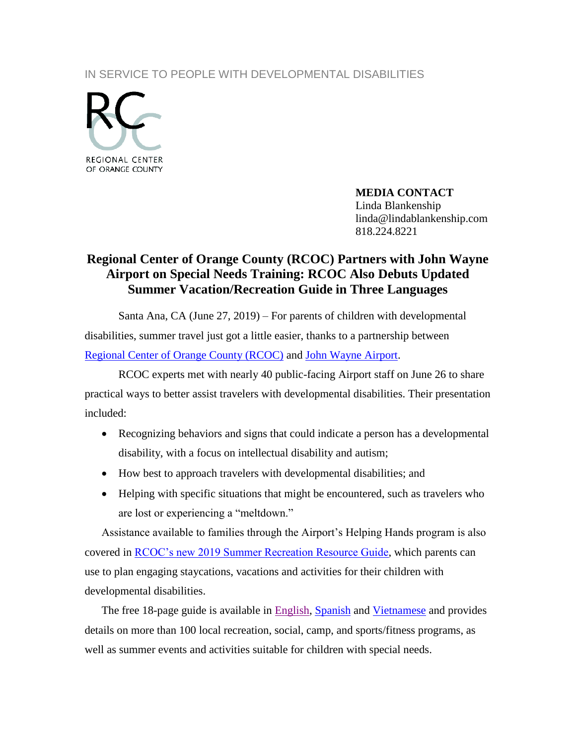IN SERVICE TO PEOPLE WITH DEVELOPMENTAL DISABILITIES

REGIONAL CENTER OF ORANGE COUNTY

**MEDIA CONTACT**
Linda Blankenship
linda@lindablankenship.com
818.224.8221

# Regional Center of Orange County (RCOC) Partners with John Wayne Airport on Special Needs Training: RCOC Also Debuts Updated Summer Vacation/Recreation Guide in Three Languages

Santa Ana, CA (June 27, 2019) – For parents of children with developmental disabilities, summer travel just got a little easier, thanks to a partnership between Regional Center of Orange County (RCOC) and John Wayne Airport.

RCOC experts met with nearly 40 public-facing Airport staff on June 26 to share practical ways to better assist travelers with developmental disabilities. Their presentation included:

- Recognizing behaviors and signs that could indicate a person has a developmental disability, with a focus on intellectual disability and autism;
- How best to approach travelers with developmental disabilities; and
- Helping with specific situations that might be encountered, such as travelers who are lost or experiencing a "meltdown."

Assistance available to families through the Airport's Helping Hands program is also covered in RCOC's new 2019 Summer Recreation Resource Guide, which parents can use to plan engaging staycations, vacations and activities for their children with developmental disabilities.

The free 18-page guide is available in English, Spanish and Vietnamese and provides details on more than 100 local recreation, social, camp, and sports/fitness programs, as well as summer events and activities suitable for children with special needs.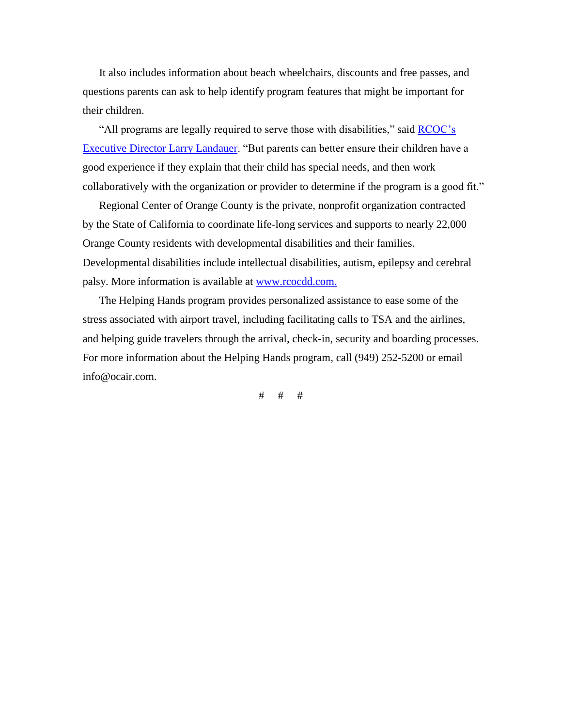It also includes information about beach wheelchairs, discounts and free passes, and questions parents can ask to help identify program features that might be important for their children.

"All programs are legally required to serve those with disabilities," said RCOC's Executive Director Larry Landauer. "But parents can better ensure their children have a good experience if they explain that their child has special needs, and then work collaboratively with the organization or provider to determine if the program is a good fit."

Regional Center of Orange County is the private, nonprofit organization contracted by the State of California to coordinate life-long services and supports to nearly 22,000 Orange County residents with developmental disabilities and their families. Developmental disabilities include intellectual disabilities, autism, epilepsy and cerebral palsy. More information is available at www.rcocdd.com.

The Helping Hands program provides personalized assistance to ease some of the stress associated with airport travel, including facilitating calls to TSA and the airlines, and helping guide travelers through the arrival, check-in, security and boarding processes. For more information about the Helping Hands program, call (949) 252-5200 or email info@ocair.com.

# # #